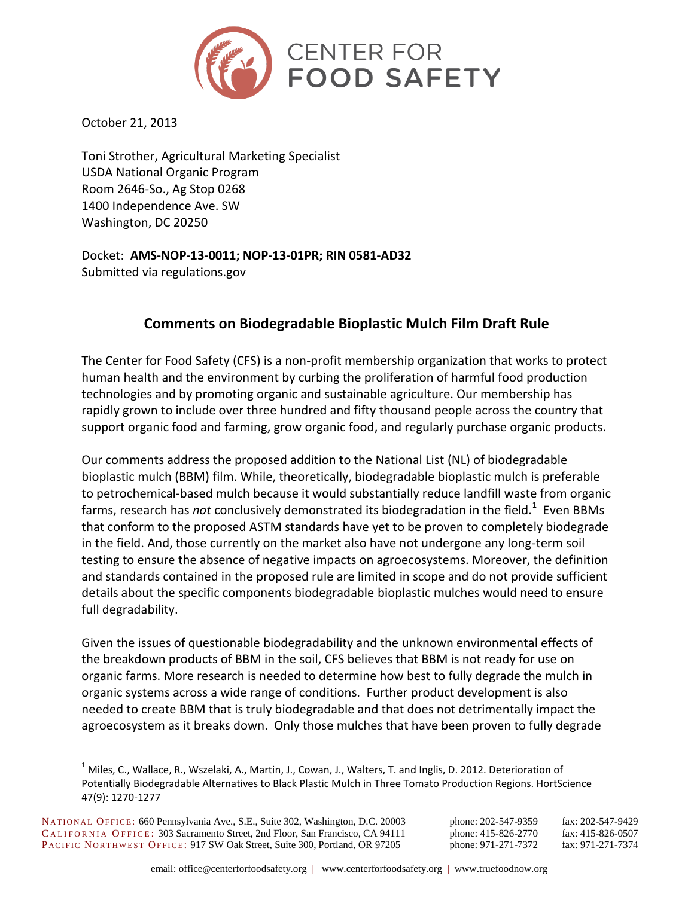CENTER FOR FOOD SAFETY

October 21, 2013

Toni Strother, Agricultural Marketing Specialist
USDA National Organic Program
Room 2646-So., Ag Stop 0268
1400 Independence Ave. SW
Washington, DC 20250

Docket: **AMS-NOP-13-0011; NOP-13-01PR; RIN 0581-AD32**
Submitted via regulations.gov

## Comments on Biodegradable Bioplastic Mulch Film Draft Rule

The Center for Food Safety (CFS) is a non-profit membership organization that works to protect human health and the environment by curbing the proliferation of harmful food production technologies and by promoting organic and sustainable agriculture. Our membership has rapidly grown to include over three hundred and fifty thousand people across the country that support organic food and farming, grow organic food, and regularly purchase organic products.

Our comments address the proposed addition to the National List (NL) of biodegradable bioplastic mulch (BBM) film. While, theoretically, biodegradable bioplastic mulch is preferable to petrochemical-based mulch because it would substantially reduce landfill waste from organic farms, research has *not* conclusively demonstrated its biodegradation in the field.[1] Even BBMs that conform to the proposed ASTM standards have yet to be proven to completely biodegrade in the field. And, those currently on the market also have not undergone any long-term soil testing to ensure the absence of negative impacts on agroecosystems. Moreover, the definition and standards contained in the proposed rule are limited in scope and do not provide sufficient details about the specific components biodegradable bioplastic mulches would need to ensure full degradability.

Given the issues of questionable biodegradability and the unknown environmental effects of the breakdown products of BBM in the soil, CFS believes that BBM is not ready for use on organic farms. More research is needed to determine how best to fully degrade the mulch in organic systems across a wide range of conditions. Further product development is also needed to create BBM that is truly biodegradable and that does not detrimentally impact the agroecosystem as it breaks down. Only those mulches that have been proven to fully degrade

[1] Miles, C., Wallace, R., Wszelaki, A., Martin, J., Cowan, J., Walters, T. and Inglis, D. 2012. Deterioration of Potentially Biodegradable Alternatives to Black Plastic Mulch in Three Tomato Production Regions. HortScience 47(9): 1270-1277

NATIONAL OFFICE: 660 Pennsylvania Ave., S.E., Suite 302, Washington, D.C. 20003 phone: 202-547-9359 fax: 202-547-9429
CALIFORNIA OFFICE: 303 Sacramento Street, 2nd Floor, San Francisco, CA 94111 phone: 415-826-2770 fax: 415-826-0507
PACIFIC NORTHWEST OFFICE: 917 SW Oak Street, Suite 300, Portland, OR 97205 phone: 971-271-7372 fax: 971-271-7374

email: office@centerforfoodsafety.org | www.centerforfoodsafety.org | www.truefoodnow.org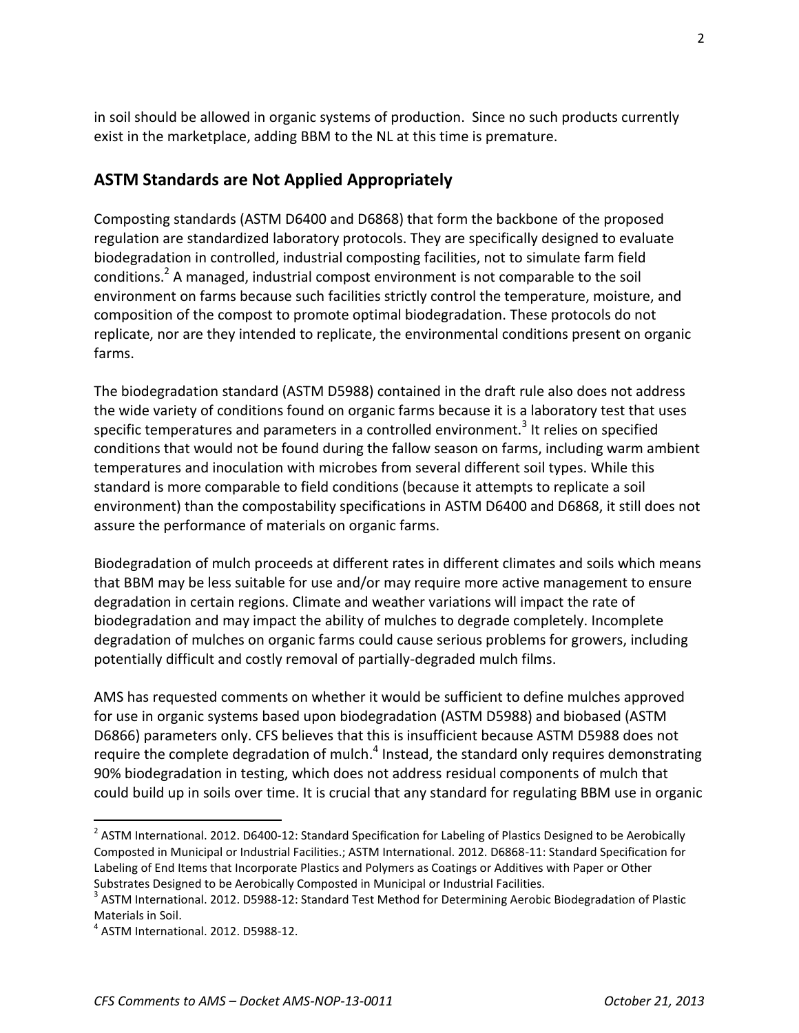in soil should be allowed in organic systems of production. Since no such products currently exist in the marketplace, adding BBM to the NL at this time is premature.

## ASTM Standards are Not Applied Appropriately

Composting standards (ASTM D6400 and D6868) that form the backbone of the proposed regulation are standardized laboratory protocols. They are specifically designed to evaluate biodegradation in controlled, industrial composting facilities, not to simulate farm field conditions.[2] A managed, industrial compost environment is not comparable to the soil environment on farms because such facilities strictly control the temperature, moisture, and composition of the compost to promote optimal biodegradation. These protocols do not replicate, nor are they intended to replicate, the environmental conditions present on organic farms.

The biodegradation standard (ASTM D5988) contained in the draft rule also does not address the wide variety of conditions found on organic farms because it is a laboratory test that uses specific temperatures and parameters in a controlled environment.[3] It relies on specified conditions that would not be found during the fallow season on farms, including warm ambient temperatures and inoculation with microbes from several different soil types. While this standard is more comparable to field conditions (because it attempts to replicate a soil environment) than the compostability specifications in ASTM D6400 and D6868, it still does not assure the performance of materials on organic farms.

Biodegradation of mulch proceeds at different rates in different climates and soils which means that BBM may be less suitable for use and/or may require more active management to ensure degradation in certain regions. Climate and weather variations will impact the rate of biodegradation and may impact the ability of mulches to degrade completely. Incomplete degradation of mulches on organic farms could cause serious problems for growers, including potentially difficult and costly removal of partially-degraded mulch films.

AMS has requested comments on whether it would be sufficient to define mulches approved for use in organic systems based upon biodegradation (ASTM D5988) and biobased (ASTM D6866) parameters only. CFS believes that this is insufficient because ASTM D5988 does not require the complete degradation of mulch.[4] Instead, the standard only requires demonstrating 90% biodegradation in testing, which does not address residual components of mulch that could build up in soils over time. It is crucial that any standard for regulating BBM use in organic

---

[2] ASTM International. 2012. D6400-12: Standard Specification for Labeling of Plastics Designed to be Aerobically Composted in Municipal or Industrial Facilities.; ASTM International. 2012. D6868-11: Standard Specification for Labeling of End Items that Incorporate Plastics and Polymers as Coatings or Additives with Paper or Other Substrates Designed to be Aerobically Composted in Municipal or Industrial Facilities.

[3] ASTM International. 2012. D5988-12: Standard Test Method for Determining Aerobic Biodegradation of Plastic Materials in Soil.

[4] ASTM International. 2012. D5988-12.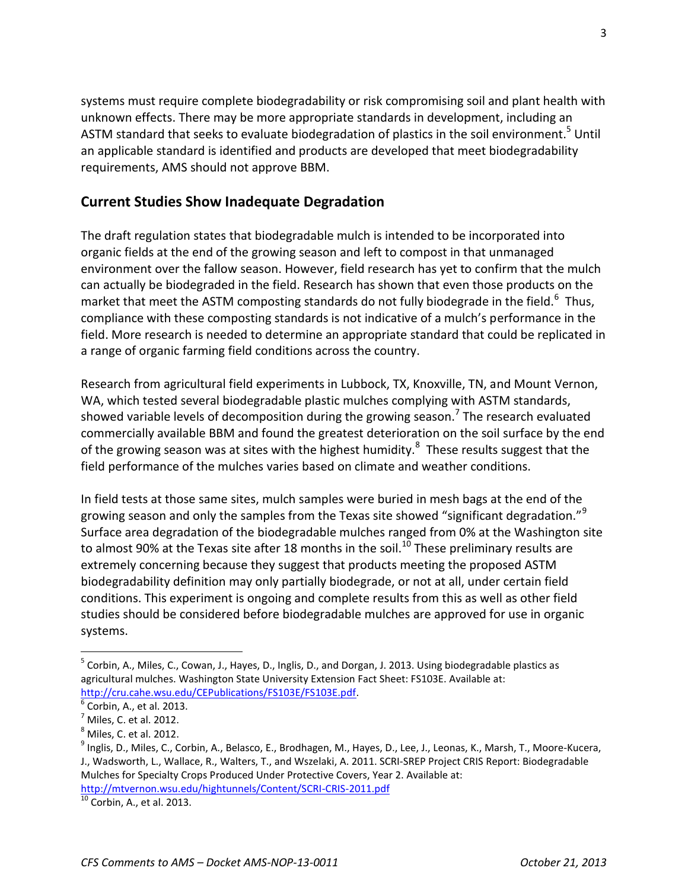systems must require complete biodegradability or risk compromising soil and plant health with unknown effects. There may be more appropriate standards in development, including an ASTM standard that seeks to evaluate biodegradation of plastics in the soil environment.[5] Until an applicable standard is identified and products are developed that meet biodegradability requirements, AMS should not approve BBM.

## Current Studies Show Inadequate Degradation

The draft regulation states that biodegradable mulch is intended to be incorporated into organic fields at the end of the growing season and left to compost in that unmanaged environment over the fallow season. However, field research has yet to confirm that the mulch can actually be biodegraded in the field. Research has shown that even those products on the market that meet the ASTM composting standards do not fully biodegrade in the field.[6] Thus, compliance with these composting standards is not indicative of a mulch's performance in the field. More research is needed to determine an appropriate standard that could be replicated in a range of organic farming field conditions across the country.

Research from agricultural field experiments in Lubbock, TX, Knoxville, TN, and Mount Vernon, WA, which tested several biodegradable plastic mulches complying with ASTM standards, showed variable levels of decomposition during the growing season.[7] The research evaluated commercially available BBM and found the greatest deterioration on the soil surface by the end of the growing season was at sites with the highest humidity.[8] These results suggest that the field performance of the mulches varies based on climate and weather conditions.

In field tests at those same sites, mulch samples were buried in mesh bags at the end of the growing season and only the samples from the Texas site showed "significant degradation."[9] Surface area degradation of the biodegradable mulches ranged from 0% at the Washington site to almost 90% at the Texas site after 18 months in the soil.[10] These preliminary results are extremely concerning because they suggest that products meeting the proposed ASTM biodegradability definition may only partially biodegrade, or not at all, under certain field conditions. This experiment is ongoing and complete results from this as well as other field studies should be considered before biodegradable mulches are approved for use in organic systems.

---

[5] Corbin, A., Miles, C., Cowan, J., Hayes, D., Inglis, D., and Dorgan, J. 2013. Using biodegradable plastics as agricultural mulches. Washington State University Extension Fact Sheet: FS103E. Available at: http://cru.cahe.wsu.edu/CEPublications/FS103E/FS103E.pdf.

[6] Corbin, A., et al. 2013.

[7] Miles, C. et al. 2012.

[8] Miles, C. et al. 2012.

[9] Inglis, D., Miles, C., Corbin, A., Belasco, E., Brodhagen, M., Hayes, D., Lee, J., Leonas, K., Marsh, T., Moore-Kucera, J., Wadsworth, L., Wallace, R., Walters, T., and Wszelaki, A. 2011. SCRI-SREP Project CRIS Report: Biodegradable Mulches for Specialty Crops Produced Under Protective Covers, Year 2. Available at: http://mtvernon.wsu.edu/hightunnels/Content/SCRI-CRIS-2011.pdf

[10] Corbin, A., et al. 2013.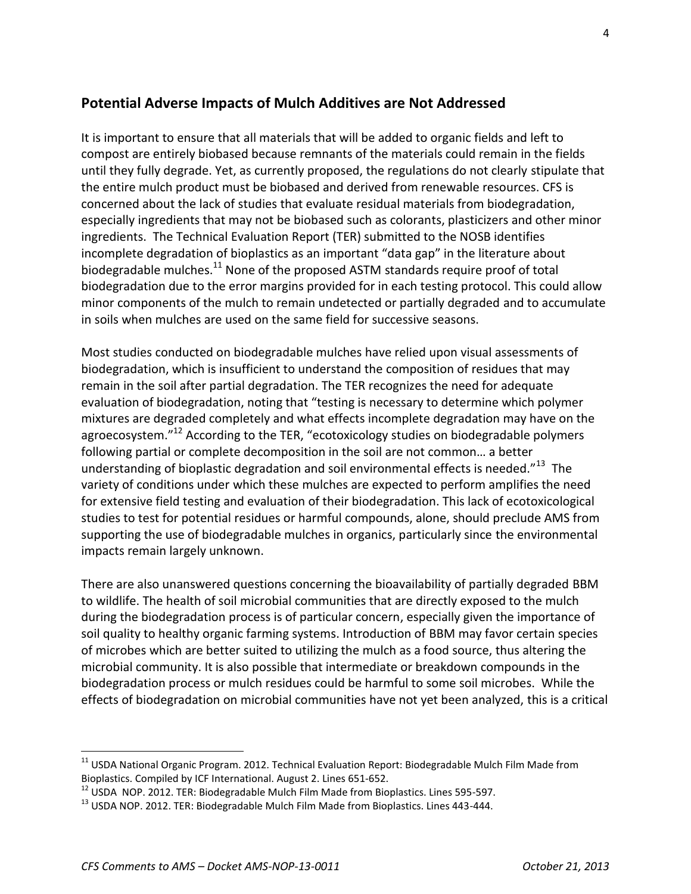## Potential Adverse Impacts of Mulch Additives are Not Addressed

It is important to ensure that all materials that will be added to organic fields and left to compost are entirely biobased because remnants of the materials could remain in the fields until they fully degrade. Yet, as currently proposed, the regulations do not clearly stipulate that the entire mulch product must be biobased and derived from renewable resources. CFS is concerned about the lack of studies that evaluate residual materials from biodegradation, especially ingredients that may not be biobased such as colorants, plasticizers and other minor ingredients. The Technical Evaluation Report (TER) submitted to the NOSB identifies incomplete degradation of bioplastics as an important "data gap" in the literature about biodegradable mulches.[11] None of the proposed ASTM standards require proof of total biodegradation due to the error margins provided for in each testing protocol. This could allow minor components of the mulch to remain undetected or partially degraded and to accumulate in soils when mulches are used on the same field for successive seasons.

Most studies conducted on biodegradable mulches have relied upon visual assessments of biodegradation, which is insufficient to understand the composition of residues that may remain in the soil after partial degradation. The TER recognizes the need for adequate evaluation of biodegradation, noting that "testing is necessary to determine which polymer mixtures are degraded completely and what effects incomplete degradation may have on the agroecosystem."[12] According to the TER, "ecotoxicology studies on biodegradable polymers following partial or complete decomposition in the soil are not common… a better understanding of bioplastic degradation and soil environmental effects is needed."[13] The variety of conditions under which these mulches are expected to perform amplifies the need for extensive field testing and evaluation of their biodegradation. This lack of ecotoxicological studies to test for potential residues or harmful compounds, alone, should preclude AMS from supporting the use of biodegradable mulches in organics, particularly since the environmental impacts remain largely unknown.

There are also unanswered questions concerning the bioavailability of partially degraded BBM to wildlife. The health of soil microbial communities that are directly exposed to the mulch during the biodegradation process is of particular concern, especially given the importance of soil quality to healthy organic farming systems. Introduction of BBM may favor certain species of microbes which are better suited to utilizing the mulch as a food source, thus altering the microbial community. It is also possible that intermediate or breakdown compounds in the biodegradation process or mulch residues could be harmful to some soil microbes. While the effects of biodegradation on microbial communities have not yet been analyzed, this is a critical

---

[11] USDA National Organic Program. 2012. Technical Evaluation Report: Biodegradable Mulch Film Made from Bioplastics. Compiled by ICF International. August 2. Lines 651-652.

[12] USDA NOP. 2012. TER: Biodegradable Mulch Film Made from Bioplastics. Lines 595-597.

[13] USDA NOP. 2012. TER: Biodegradable Mulch Film Made from Bioplastics. Lines 443-444.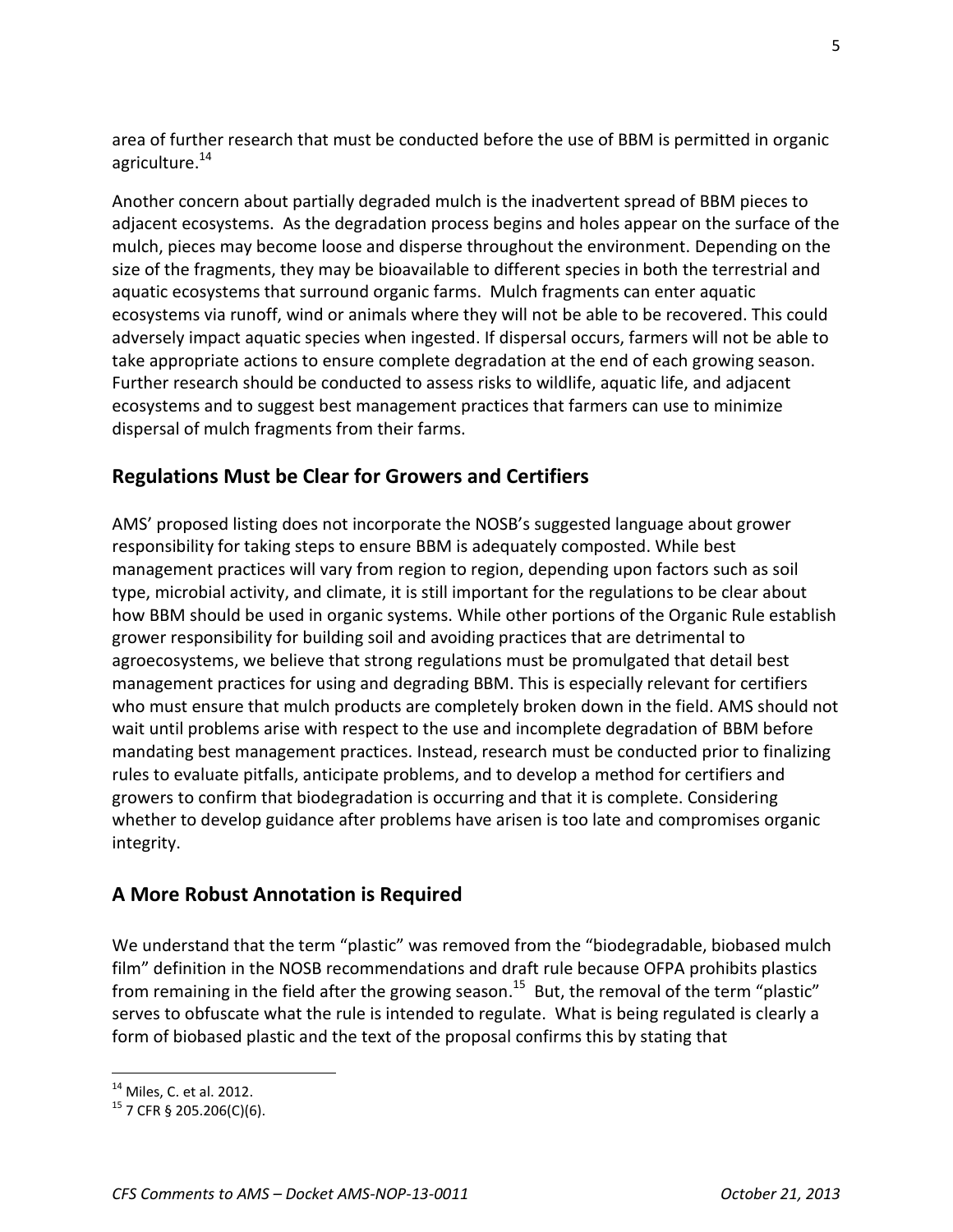area of further research that must be conducted before the use of BBM is permitted in organic agriculture.[14]

Another concern about partially degraded mulch is the inadvertent spread of BBM pieces to adjacent ecosystems. As the degradation process begins and holes appear on the surface of the mulch, pieces may become loose and disperse throughout the environment. Depending on the size of the fragments, they may be bioavailable to different species in both the terrestrial and aquatic ecosystems that surround organic farms. Mulch fragments can enter aquatic ecosystems via runoff, wind or animals where they will not be able to be recovered. This could adversely impact aquatic species when ingested. If dispersal occurs, farmers will not be able to take appropriate actions to ensure complete degradation at the end of each growing season. Further research should be conducted to assess risks to wildlife, aquatic life, and adjacent ecosystems and to suggest best management practices that farmers can use to minimize dispersal of mulch fragments from their farms.

## Regulations Must be Clear for Growers and Certifiers

AMS' proposed listing does not incorporate the NOSB's suggested language about grower responsibility for taking steps to ensure BBM is adequately composted. While best management practices will vary from region to region, depending upon factors such as soil type, microbial activity, and climate, it is still important for the regulations to be clear about how BBM should be used in organic systems. While other portions of the Organic Rule establish grower responsibility for building soil and avoiding practices that are detrimental to agroecosystems, we believe that strong regulations must be promulgated that detail best management practices for using and degrading BBM. This is especially relevant for certifiers who must ensure that mulch products are completely broken down in the field. AMS should not wait until problems arise with respect to the use and incomplete degradation of BBM before mandating best management practices. Instead, research must be conducted prior to finalizing rules to evaluate pitfalls, anticipate problems, and to develop a method for certifiers and growers to confirm that biodegradation is occurring and that it is complete. Considering whether to develop guidance after problems have arisen is too late and compromises organic integrity.

## A More Robust Annotation is Required

We understand that the term "plastic" was removed from the "biodegradable, biobased mulch film" definition in the NOSB recommendations and draft rule because OFPA prohibits plastics from remaining in the field after the growing season.[15] But, the removal of the term "plastic" serves to obfuscate what the rule is intended to regulate. What is being regulated is clearly a form of biobased plastic and the text of the proposal confirms this by stating that

[14] Miles, C. et al. 2012.

[15] 7 CFR § 205.206(C)(6).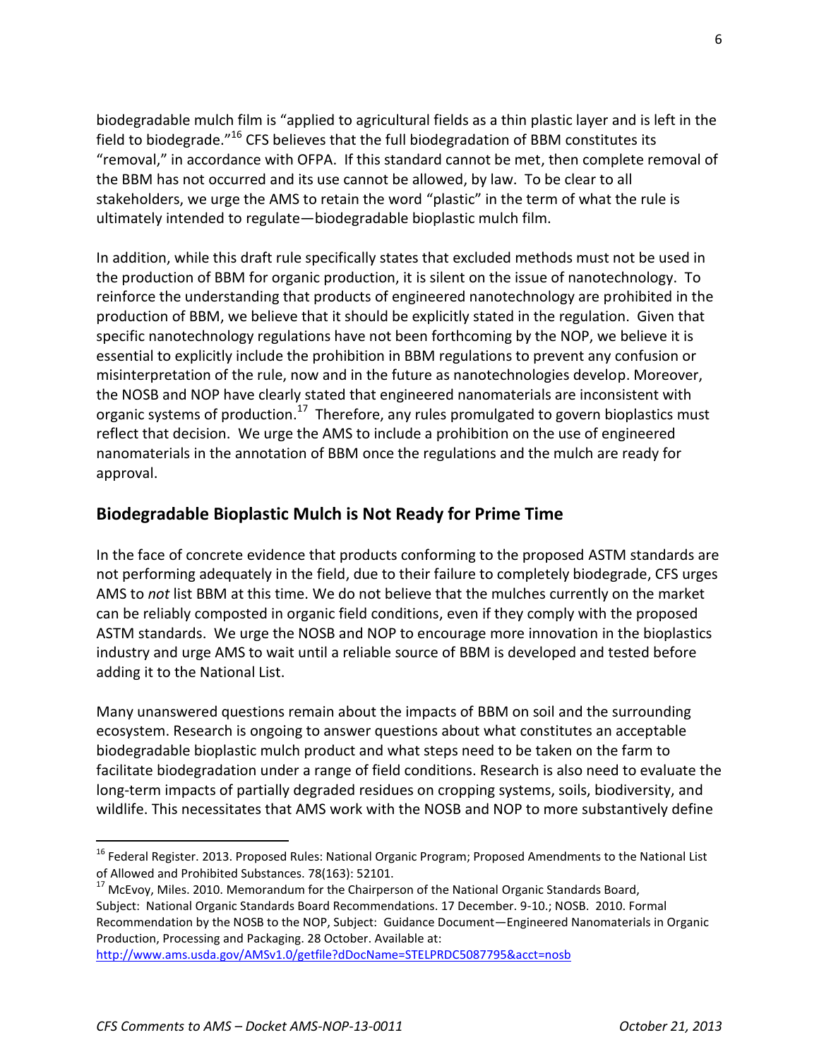biodegradable mulch film is "applied to agricultural fields as a thin plastic layer and is left in the field to biodegrade."[16] CFS believes that the full biodegradation of BBM constitutes its "removal," in accordance with OFPA. If this standard cannot be met, then complete removal of the BBM has not occurred and its use cannot be allowed, by law. To be clear to all stakeholders, we urge the AMS to retain the word "plastic" in the term of what the rule is ultimately intended to regulate—biodegradable bioplastic mulch film.

In addition, while this draft rule specifically states that excluded methods must not be used in the production of BBM for organic production, it is silent on the issue of nanotechnology. To reinforce the understanding that products of engineered nanotechnology are prohibited in the production of BBM, we believe that it should be explicitly stated in the regulation. Given that specific nanotechnology regulations have not been forthcoming by the NOP, we believe it is essential to explicitly include the prohibition in BBM regulations to prevent any confusion or misinterpretation of the rule, now and in the future as nanotechnologies develop. Moreover, the NOSB and NOP have clearly stated that engineered nanomaterials are inconsistent with organic systems of production.[17] Therefore, any rules promulgated to govern bioplastics must reflect that decision. We urge the AMS to include a prohibition on the use of engineered nanomaterials in the annotation of BBM once the regulations and the mulch are ready for approval.

## Biodegradable Bioplastic Mulch is Not Ready for Prime Time

In the face of concrete evidence that products conforming to the proposed ASTM standards are not performing adequately in the field, due to their failure to completely biodegrade, CFS urges AMS to *not* list BBM at this time. We do not believe that the mulches currently on the market can be reliably composted in organic field conditions, even if they comply with the proposed ASTM standards. We urge the NOSB and NOP to encourage more innovation in the bioplastics industry and urge AMS to wait until a reliable source of BBM is developed and tested before adding it to the National List.

Many unanswered questions remain about the impacts of BBM on soil and the surrounding ecosystem. Research is ongoing to answer questions about what constitutes an acceptable biodegradable bioplastic mulch product and what steps need to be taken on the farm to facilitate biodegradation under a range of field conditions. Research is also need to evaluate the long-term impacts of partially degraded residues on cropping systems, soils, biodiversity, and wildlife. This necessitates that AMS work with the NOSB and NOP to more substantively define

---

[16] Federal Register. 2013. Proposed Rules: National Organic Program; Proposed Amendments to the National List of Allowed and Prohibited Substances. 78(163): 52101.

[17] McEvoy, Miles. 2010. Memorandum for the Chairperson of the National Organic Standards Board, Subject: National Organic Standards Board Recommendations. 17 December. 9-10.; NOSB. 2010. Formal Recommendation by the NOSB to the NOP, Subject: Guidance Document—Engineered Nanomaterials in Organic Production, Processing and Packaging. 28 October. Available at: http://www.ams.usda.gov/AMSv1.0/getfile?dDocName=STELPRDC5087795&acct=nosb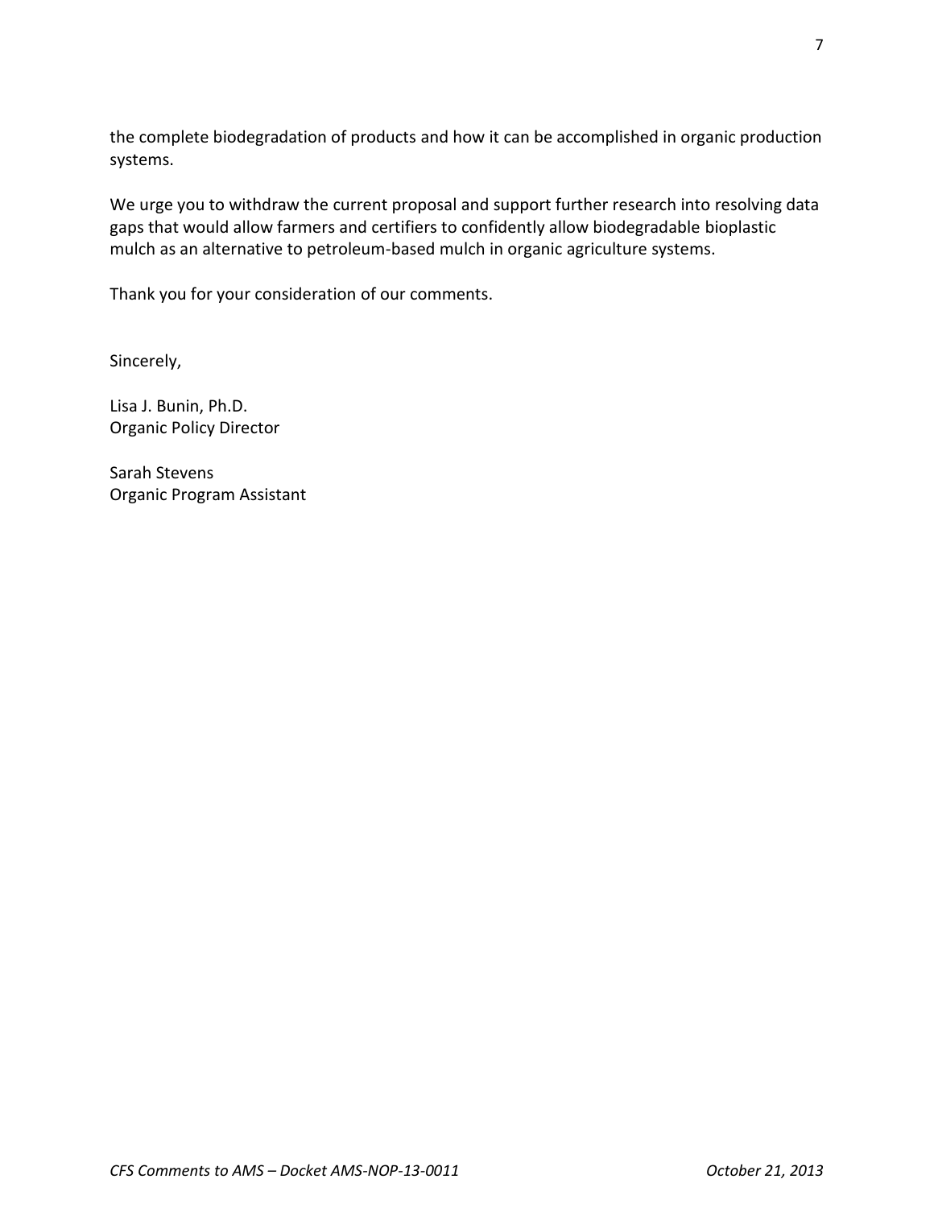the complete biodegradation of products and how it can be accomplished in organic production systems.

We urge you to withdraw the current proposal and support further research into resolving data gaps that would allow farmers and certifiers to confidently allow biodegradable bioplastic mulch as an alternative to petroleum-based mulch in organic agriculture systems.

Thank you for your consideration of our comments.

Sincerely,

Lisa J. Bunin, Ph.D.
Organic Policy Director

Sarah Stevens
Organic Program Assistant